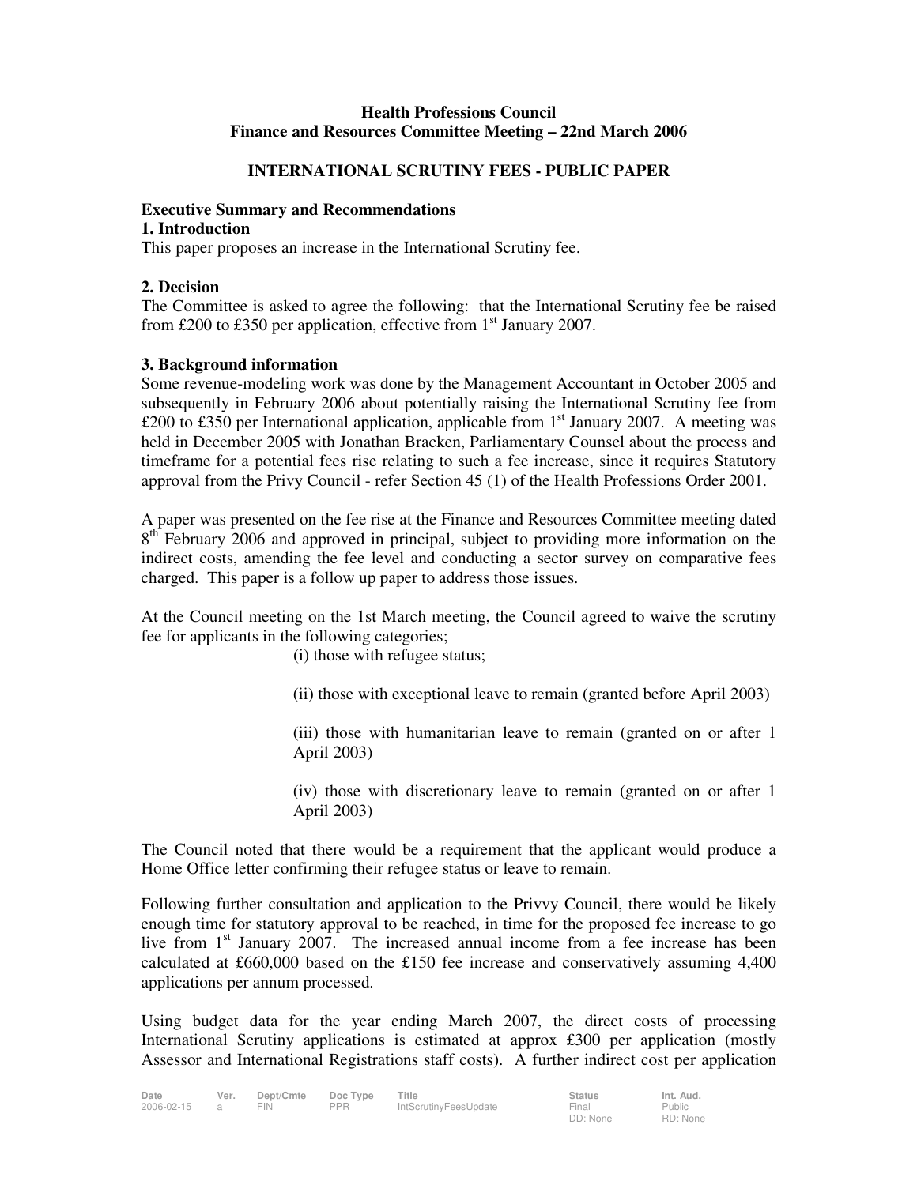**Health Professions Council**
**Finance and Resources Committee Meeting – 22nd March 2006**

**INTERNATIONAL SCRUTINY FEES - PUBLIC PAPER**

**Executive Summary and Recommendations**

**1. Introduction**

This paper proposes an increase in the International Scrutiny fee.

**2. Decision**

The Committee is asked to agree the following: that the International Scrutiny fee be raised from £200 to £350 per application, effective from 1st January 2007.

**3. Background information**

Some revenue-modeling work was done by the Management Accountant in October 2005 and subsequently in February 2006 about potentially raising the International Scrutiny fee from £200 to £350 per International application, applicable from 1st January 2007. A meeting was held in December 2005 with Jonathan Bracken, Parliamentary Counsel about the process and timeframe for a potential fees rise relating to such a fee increase, since it requires Statutory approval from the Privy Council - refer Section 45 (1) of the Health Professions Order 2001.

A paper was presented on the fee rise at the Finance and Resources Committee meeting dated 8th February 2006 and approved in principal, subject to providing more information on the indirect costs, amending the fee level and conducting a sector survey on comparative fees charged. This paper is a follow up paper to address those issues.

At the Council meeting on the 1st March meeting, the Council agreed to waive the scrutiny fee for applicants in the following categories;

(i) those with refugee status;

(ii) those with exceptional leave to remain (granted before April 2003)

(iii) those with humanitarian leave to remain (granted on or after 1 April 2003)

(iv) those with discretionary leave to remain (granted on or after 1 April 2003)

The Council noted that there would be a requirement that the applicant would produce a Home Office letter confirming their refugee status or leave to remain.

Following further consultation and application to the Privvy Council, there would be likely enough time for statutory approval to be reached, in time for the proposed fee increase to go live from 1st January 2007. The increased annual income from a fee increase has been calculated at £660,000 based on the £150 fee increase and conservatively assuming 4,400 applications per annum processed.

Using budget data for the year ending March 2007, the direct costs of processing International Scrutiny applications is estimated at approx £300 per application (mostly Assessor and International Registrations staff costs). A further indirect cost per application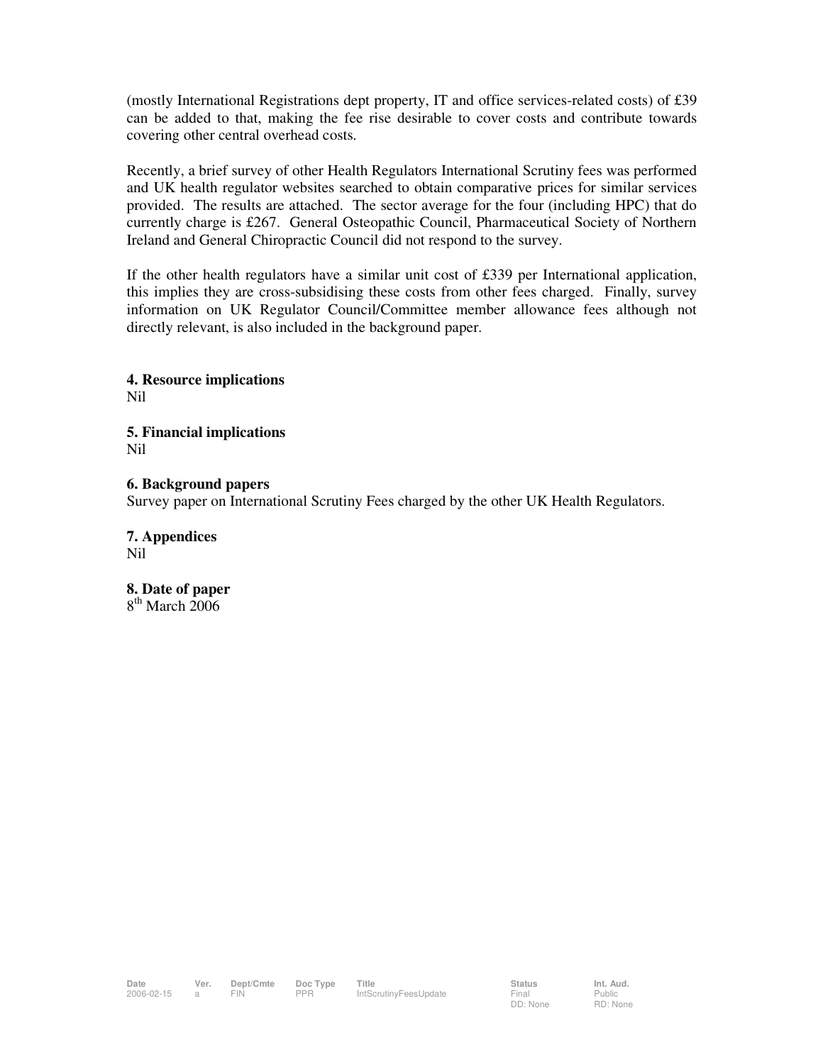(mostly International Registrations dept property, IT and office services-related costs) of £39 can be added to that, making the fee rise desirable to cover costs and contribute towards covering other central overhead costs.

Recently, a brief survey of other Health Regulators International Scrutiny fees was performed and UK health regulator websites searched to obtain comparative prices for similar services provided. The results are attached. The sector average for the four (including HPC) that do currently charge is £267. General Osteopathic Council, Pharmaceutical Society of Northern Ireland and General Chiropractic Council did not respond to the survey.

If the other health regulators have a similar unit cost of £339 per International application, this implies they are cross-subsidising these costs from other fees charged. Finally, survey information on UK Regulator Council/Committee member allowance fees although not directly relevant, is also included in the background paper.

**4. Resource implications**
Nil

**5. Financial implications**
Nil

**6. Background papers**
Survey paper on International Scrutiny Fees charged by the other UK Health Regulators.

**7. Appendices**
Nil

**8. Date of paper**
8th March 2006